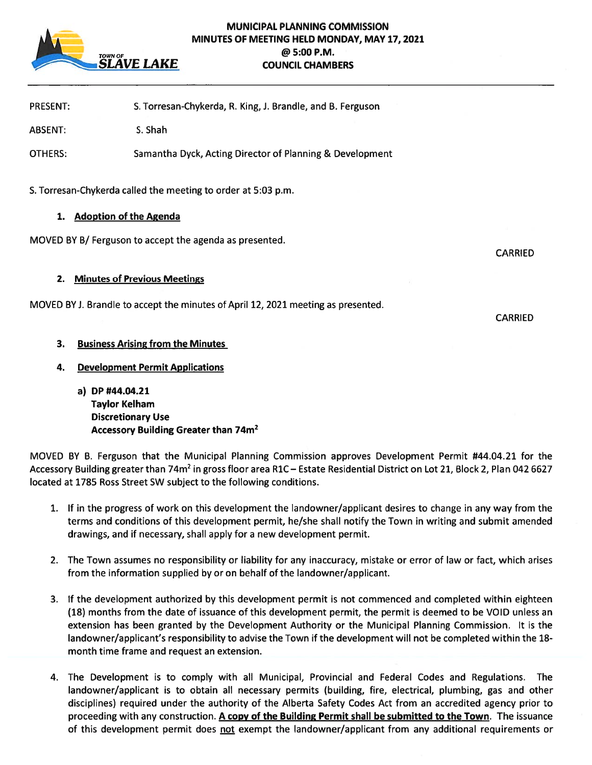# MUNICIPAL PLANNING COMMISSION
## MINUTES OF MEETING HELD MONDAY, MAY 17, 2021
## @ 5:00 P.M.
## COUNCIL CHAMBERS

TOWN OF SLAVE LAKE

| | |
|---|---|
| PRESENT: | S. Torresan-Chykerda, R. King, J. Brandle, and B. Ferguson |
| ABSENT: | S. Shah |
| OTHERS: | Samantha Dyck, Acting Director of Planning & Development |

S. Torresan-Chykerda called the meeting to order at 5:03 p.m.

**1. Adoption of the Agenda**

MOVED BY B/ Ferguson to accept the agenda as presented.

CARRIED

**2. Minutes of Previous Meetings**

MOVED BY J. Brandle to accept the minutes of April 12, 2021 meeting as presented.

CARRIED

**3. Business Arising from the Minutes**

**4. Development Permit Applications**

**a) DP #44.04.21**
**Taylor Kelham**
**Discretionary Use**
**Accessory Building Greater than 74m$^2$**

MOVED BY B. Ferguson that the Municipal Planning Commission approves Development Permit #44.04.21 for the Accessory Building greater than 74m$^2$ in gross floor area R1C – Estate Residential District on Lot 21, Block 2, Plan 042 6627 located at 1785 Ross Street SW subject to the following conditions.

1. If in the progress of work on this development the landowner/applicant desires to change in any way from the terms and conditions of this development permit, he/she shall notify the Town in writing and submit amended drawings, and if necessary, shall apply for a new development permit.

2. The Town assumes no responsibility or liability for any inaccuracy, mistake or error of law or fact, which arises from the information supplied by or on behalf of the landowner/applicant.

3. If the development authorized by this development permit is not commenced and completed within eighteen (18) months from the date of issuance of this development permit, the permit is deemed to be VOID unless an extension has been granted by the Development Authority or the Municipal Planning Commission. It is the landowner/applicant's responsibility to advise the Town if the development will not be completed within the 18-month time frame and request an extension.

4. The Development is to comply with all Municipal, Provincial and Federal Codes and Regulations. The landowner/applicant is to obtain all necessary permits (building, fire, electrical, plumbing, gas and other disciplines) required under the authority of the Alberta Safety Codes Act from an accredited agency prior to proceeding with any construction. **A copy of the Building Permit shall be submitted to the Town**. The issuance of this development permit does not exempt the landowner/applicant from any additional requirements or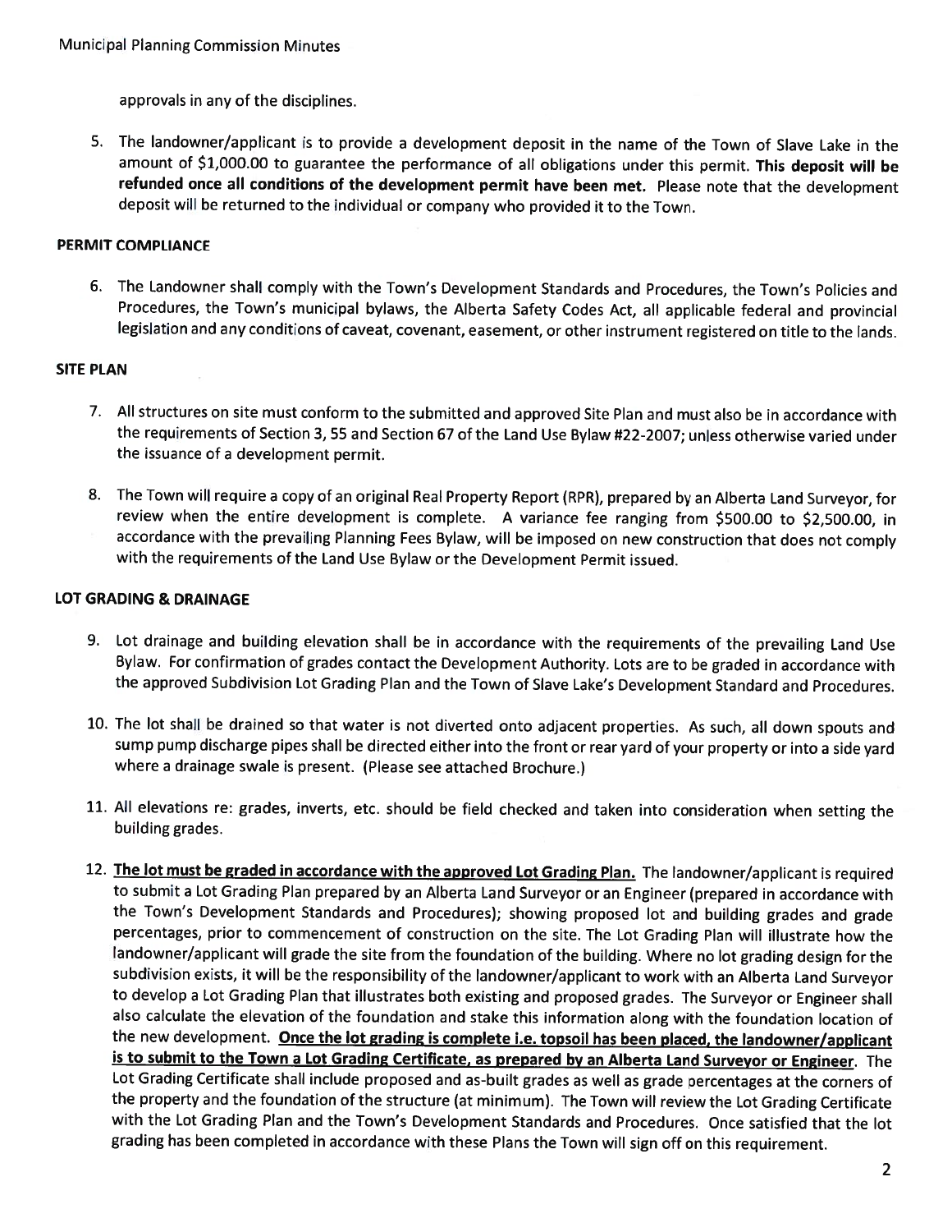approvals in any of the disciplines.

5. The landowner/applicant is to provide a development deposit in the name of the Town of Slave Lake in the amount of $1,000.00 to guarantee the performance of all obligations under this permit. **This deposit will be refunded once all conditions of the development permit have been met.** Please note that the development deposit will be returned to the individual or company who provided it to the Town.

**PERMIT COMPLIANCE**

6. The Landowner shall comply with the Town's Development Standards and Procedures, the Town's Policies and Procedures, the Town's municipal bylaws, the Alberta Safety Codes Act, all applicable federal and provincial legislation and any conditions of caveat, covenant, easement, or other instrument registered on title to the lands.

**SITE PLAN**

7. All structures on site must conform to the submitted and approved Site Plan and must also be in accordance with the requirements of Section 3, 55 and Section 67 of the Land Use Bylaw #22-2007; unless otherwise varied under the issuance of a development permit.

8. The Town will require a copy of an original Real Property Report (RPR), prepared by an Alberta Land Surveyor, for review when the entire development is complete. A variance fee ranging from $500.00 to $2,500.00, in accordance with the prevailing Planning Fees Bylaw, will be imposed on new construction that does not comply with the requirements of the Land Use Bylaw or the Development Permit issued.

**LOT GRADING & DRAINAGE**

9. Lot drainage and building elevation shall be in accordance with the requirements of the prevailing Land Use Bylaw. For confirmation of grades contact the Development Authority. Lots are to be graded in accordance with the approved Subdivision Lot Grading Plan and the Town of Slave Lake's Development Standard and Procedures.

10. The lot shall be drained so that water is not diverted onto adjacent properties. As such, all down spouts and sump pump discharge pipes shall be directed either into the front or rear yard of your property or into a side yard where a drainage swale is present. (Please see attached Brochure.)

11. All elevations re: grades, inverts, etc. should be field checked and taken into consideration when setting the building grades.

12. **<u>The lot must be graded in accordance with the approved Lot Grading Plan.</u>** The landowner/applicant is required to submit a Lot Grading Plan prepared by an Alberta Land Surveyor or an Engineer (prepared in accordance with the Town's Development Standards and Procedures); showing proposed lot and building grades and grade percentages, prior to commencement of construction on the site. The Lot Grading Plan will illustrate how the landowner/applicant will grade the site from the foundation of the building. Where no lot grading design for the subdivision exists, it will be the responsibility of the landowner/applicant to work with an Alberta Land Surveyor to develop a Lot Grading Plan that illustrates both existing and proposed grades. The Surveyor or Engineer shall also calculate the elevation of the foundation and stake this information along with the foundation location of the new development. **<u>Once the lot grading is complete i.e. topsoil has been placed, the landowner/applicant is to submit to the Town a Lot Grading Certificate, as prepared by an Alberta Land Surveyor or Engineer</u>**. The Lot Grading Certificate shall include proposed and as-built grades as well as grade percentages at the corners of the property and the foundation of the structure (at minimum). The Town will review the Lot Grading Certificate with the Lot Grading Plan and the Town's Development Standards and Procedures. Once satisfied that the lot grading has been completed in accordance with these Plans the Town will sign off on this requirement.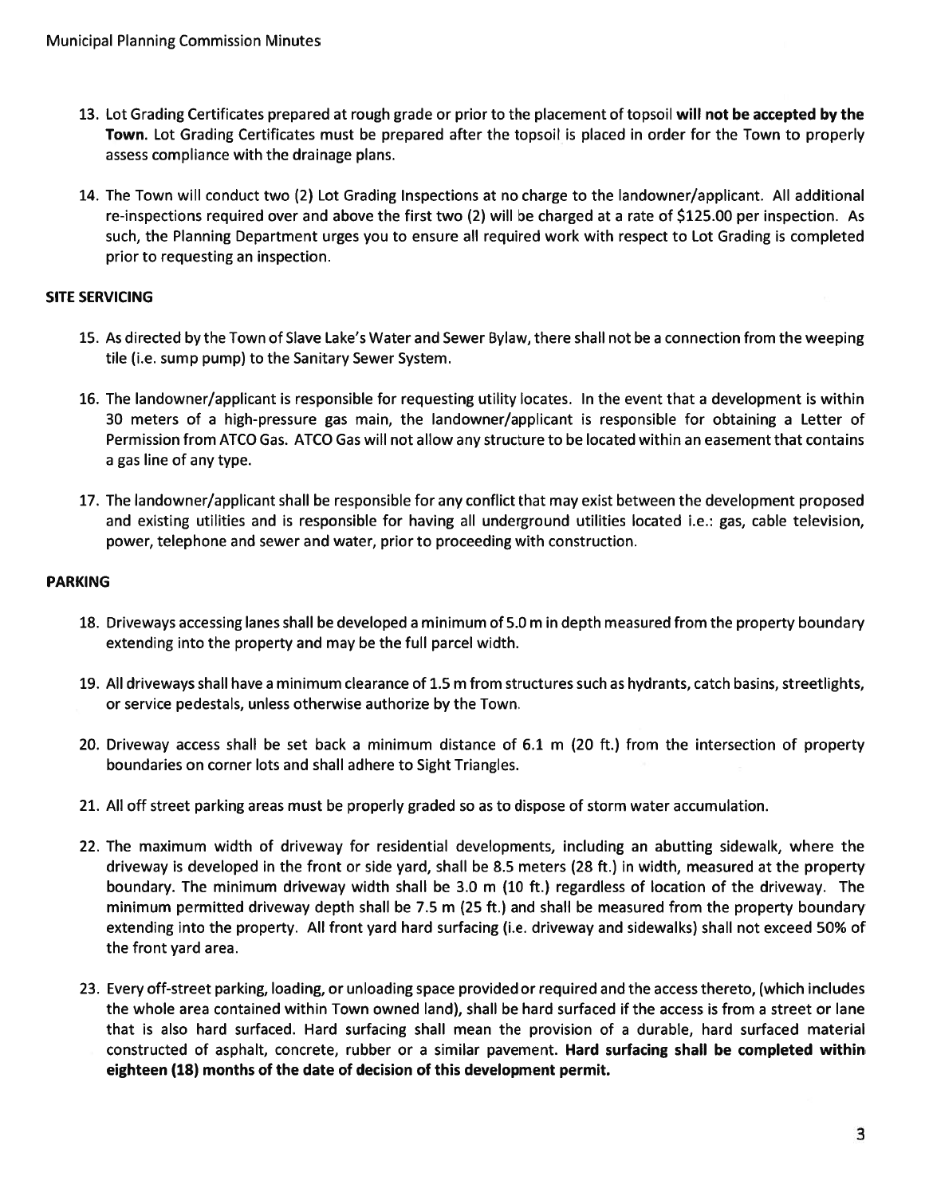13. Lot Grading Certificates prepared at rough grade or prior to the placement of topsoil **will not be accepted by the Town.** Lot Grading Certificates must be prepared after the topsoil is placed in order for the Town to properly assess compliance with the drainage plans.

14. The Town will conduct two (2) Lot Grading Inspections at no charge to the landowner/applicant. All additional re-inspections required over and above the first two (2) will be charged at a rate of $125.00 per inspection. As such, the Planning Department urges you to ensure all required work with respect to Lot Grading is completed prior to requesting an inspection.

**SITE SERVICING**

15. As directed by the Town of Slave Lake's Water and Sewer Bylaw, there shall not be a connection from the weeping tile (i.e. sump pump) to the Sanitary Sewer System.

16. The landowner/applicant is responsible for requesting utility locates. In the event that a development is within 30 meters of a high-pressure gas main, the landowner/applicant is responsible for obtaining a Letter of Permission from ATCO Gas. ATCO Gas will not allow any structure to be located within an easement that contains a gas line of any type.

17. The landowner/applicant shall be responsible for any conflict that may exist between the development proposed and existing utilities and is responsible for having all underground utilities located i.e.: gas, cable television, power, telephone and sewer and water, prior to proceeding with construction.

**PARKING**

18. Driveways accessing lanes shall be developed a minimum of 5.0 m in depth measured from the property boundary extending into the property and may be the full parcel width.

19. All driveways shall have a minimum clearance of 1.5 m from structures such as hydrants, catch basins, streetlights, or service pedestals, unless otherwise authorize by the Town.

20. Driveway access shall be set back a minimum distance of 6.1 m (20 ft.) from the intersection of property boundaries on corner lots and shall adhere to Sight Triangles.

21. All off street parking areas must be properly graded so as to dispose of storm water accumulation.

22. The maximum width of driveway for residential developments, including an abutting sidewalk, where the driveway is developed in the front or side yard, shall be 8.5 meters (28 ft.) in width, measured at the property boundary. The minimum driveway width shall be 3.0 m (10 ft.) regardless of location of the driveway. The minimum permitted driveway depth shall be 7.5 m (25 ft.) and shall be measured from the property boundary extending into the property. All front yard hard surfacing (i.e. driveway and sidewalks) shall not exceed 50% of the front yard area.

23. Every off-street parking, loading, or unloading space provided or required and the access thereto, (which includes the whole area contained within Town owned land), shall be hard surfaced if the access is from a street or lane that is also hard surfaced. Hard surfacing shall mean the provision of a durable, hard surfaced material constructed of asphalt, concrete, rubber or a similar pavement. **Hard surfacing shall be completed within eighteen (18) months of the date of decision of this development permit.**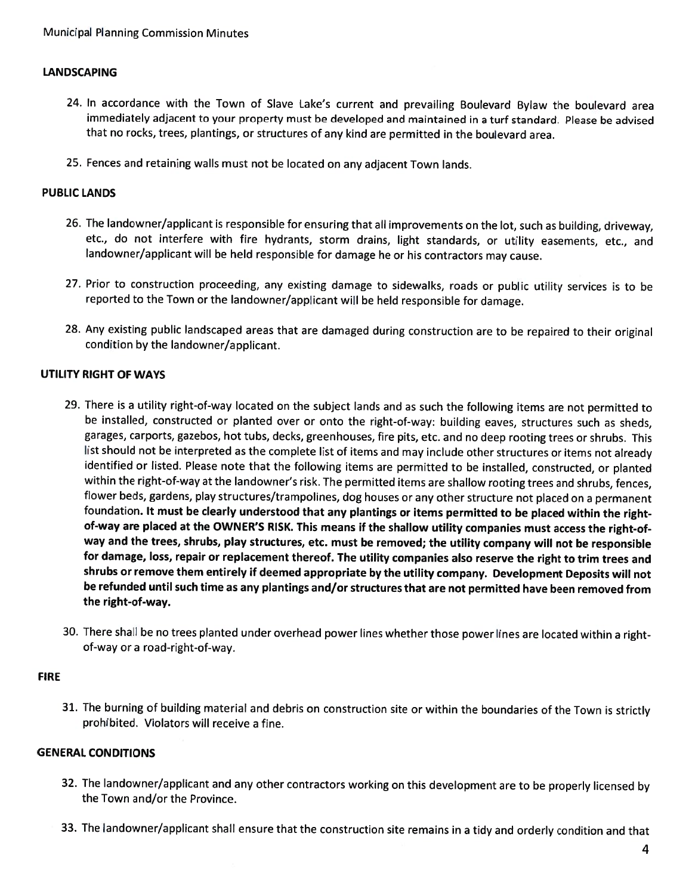### LANDSCAPING

24. In accordance with the Town of Slave Lake's current and prevailing Boulevard Bylaw the boulevard area immediately adjacent to your property must be developed and maintained in a turf standard. Please be advised that no rocks, trees, plantings, or structures of any kind are permitted in the boulevard area.

25. Fences and retaining walls must not be located on any adjacent Town lands.

### PUBLIC LANDS

26. The landowner/applicant is responsible for ensuring that all improvements on the lot, such as building, driveway, etc., do not interfere with fire hydrants, storm drains, light standards, or utility easements, etc., and landowner/applicant will be held responsible for damage he or his contractors may cause.

27. Prior to construction proceeding, any existing damage to sidewalks, roads or public utility services is to be reported to the Town or the landowner/applicant will be held responsible for damage.

28. Any existing public landscaped areas that are damaged during construction are to be repaired to their original condition by the landowner/applicant.

### UTILITY RIGHT OF WAYS

29. There is a utility right-of-way located on the subject lands and as such the following items are not permitted to be installed, constructed or planted over or onto the right-of-way: building eaves, structures such as sheds, garages, carports, gazebos, hot tubs, decks, greenhouses, fire pits, etc. and no deep rooting trees or shrubs. This list should not be interpreted as the complete list of items and may include other structures or items not already identified or listed. Please note that the following items are permitted to be installed, constructed, or planted within the right-of-way at the landowner's risk. The permitted items are shallow rooting trees and shrubs, fences, flower beds, gardens, play structures/trampolines, dog houses or any other structure not placed on a permanent foundation. **It must be clearly understood that any plantings or items permitted to be placed within the right-of-way are placed at the OWNER'S RISK. This means if the shallow utility companies must access the right-of-way and the trees, shrubs, play structures, etc. must be removed; the utility company will not be responsible for damage, loss, repair or replacement thereof. The utility companies also reserve the right to trim trees and shrubs or remove them entirely if deemed appropriate by the utility company. Development Deposits will not be refunded until such time as any plantings and/or structures that are not permitted have been removed from the right-of-way.**

30. There shall be no trees planted under overhead power lines whether those power lines are located within a right-of-way or a road-right-of-way.

### FIRE

31. The burning of building material and debris on construction site or within the boundaries of the Town is strictly prohibited. Violators will receive a fine.

### GENERAL CONDITIONS

32. The landowner/applicant and any other contractors working on this development are to be properly licensed by the Town and/or the Province.

33. The landowner/applicant shall ensure that the construction site remains in a tidy and orderly condition and that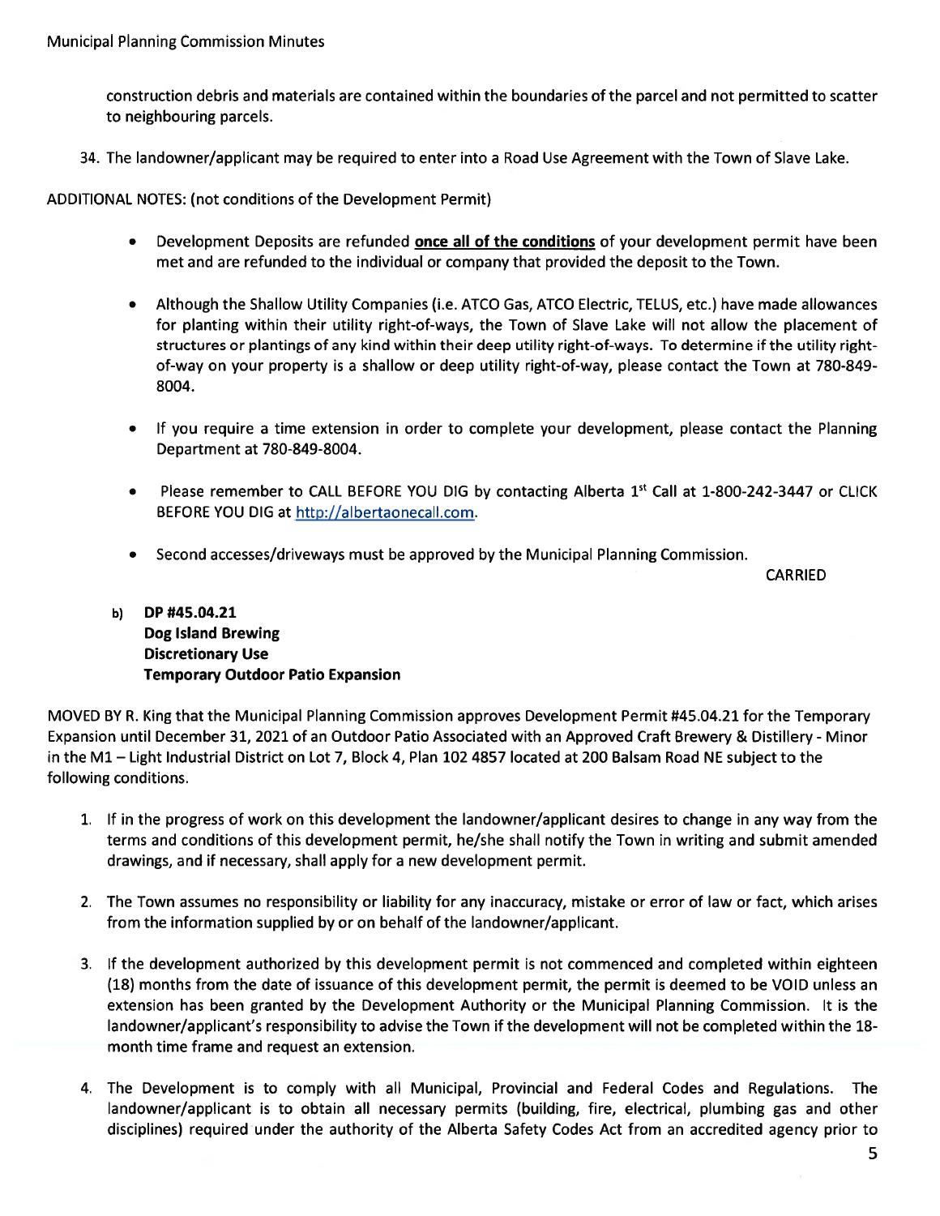construction debris and materials are contained within the boundaries of the parcel and not permitted to scatter to neighbouring parcels.

34. The landowner/applicant may be required to enter into a Road Use Agreement with the Town of Slave Lake.

ADDITIONAL NOTES: (not conditions of the Development Permit)

- Development Deposits are refunded **once all of the conditions** of your development permit have been met and are refunded to the individual or company that provided the deposit to the Town.
- Although the Shallow Utility Companies (i.e. ATCO Gas, ATCO Electric, TELUS, etc.) have made allowances for planting within their utility right-of-ways, the Town of Slave Lake will not allow the placement of structures or plantings of any kind within their deep utility right-of-ways. To determine if the utility right-of-way on your property is a shallow or deep utility right-of-way, please contact the Town at 780-849-8004.
- If you require a time extension in order to complete your development, please contact the Planning Department at 780-849-8004.
- Please remember to CALL BEFORE YOU DIG by contacting Alberta 1st Call at 1-800-242-3447 or CLICK BEFORE YOU DIG at http://albertaonecall.com.
- Second accesses/driveways must be approved by the Municipal Planning Commission.

CARRIED

b) **DP #45.04.21**
**Dog Island Brewing**
**Discretionary Use**
**Temporary Outdoor Patio Expansion**

MOVED BY R. King that the Municipal Planning Commission approves Development Permit #45.04.21 for the Temporary Expansion until December 31, 2021 of an Outdoor Patio Associated with an Approved Craft Brewery & Distillery - Minor in the M1 – Light Industrial District on Lot 7, Block 4, Plan 102 4857 located at 200 Balsam Road NE subject to the following conditions.

1. If in the progress of work on this development the landowner/applicant desires to change in any way from the terms and conditions of this development permit, he/she shall notify the Town in writing and submit amended drawings, and if necessary, shall apply for a new development permit.
2. The Town assumes no responsibility or liability for any inaccuracy, mistake or error of law or fact, which arises from the information supplied by or on behalf of the landowner/applicant.
3. If the development authorized by this development permit is not commenced and completed within eighteen (18) months from the date of issuance of this development permit, the permit is deemed to be VOID unless an extension has been granted by the Development Authority or the Municipal Planning Commission. It is the landowner/applicant's responsibility to advise the Town if the development will not be completed within the 18-month time frame and request an extension.
4. The Development is to comply with all Municipal, Provincial and Federal Codes and Regulations. The landowner/applicant is to obtain all necessary permits (building, fire, electrical, plumbing gas and other disciplines) required under the authority of the Alberta Safety Codes Act from an accredited agency prior to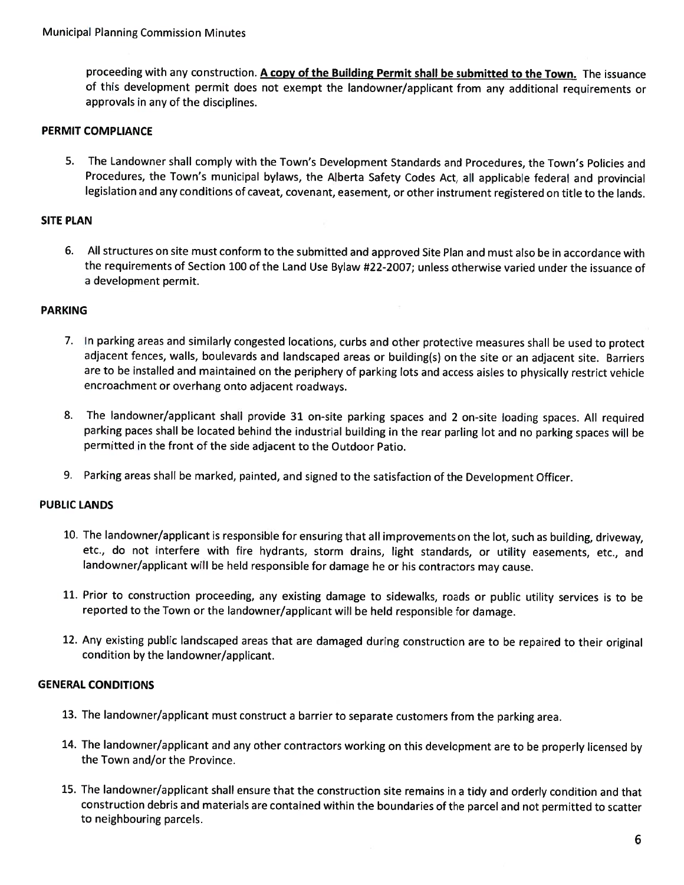proceeding with any construction. **<u>A copy of the Building Permit shall be submitted to the Town.</u>** The issuance of this development permit does not exempt the landowner/applicant from any additional requirements or approvals in any of the disciplines.

**PERMIT COMPLIANCE**

5. The Landowner shall comply with the Town's Development Standards and Procedures, the Town's Policies and Procedures, the Town's municipal bylaws, the Alberta Safety Codes Act, all applicable federal and provincial legislation and any conditions of caveat, covenant, easement, or other instrument registered on title to the lands.

**SITE PLAN**

6. All structures on site must conform to the submitted and approved Site Plan and must also be in accordance with the requirements of Section 100 of the Land Use Bylaw #22-2007; unless otherwise varied under the issuance of a development permit.

**PARKING**

7. In parking areas and similarly congested locations, curbs and other protective measures shall be used to protect adjacent fences, walls, boulevards and landscaped areas or building(s) on the site or an adjacent site. Barriers are to be installed and maintained on the periphery of parking lots and access aisles to physically restrict vehicle encroachment or overhang onto adjacent roadways.

8. The landowner/applicant shall provide 31 on-site parking spaces and 2 on-site loading spaces. All required parking paces shall be located behind the industrial building in the rear parling lot and no parking spaces will be permitted in the front of the side adjacent to the Outdoor Patio.

9. Parking areas shall be marked, painted, and signed to the satisfaction of the Development Officer.

**PUBLIC LANDS**

10. The landowner/applicant is responsible for ensuring that all improvements on the lot, such as building, driveway, etc., do not interfere with fire hydrants, storm drains, light standards, or utility easements, etc., and landowner/applicant will be held responsible for damage he or his contractors may cause.

11. Prior to construction proceeding, any existing damage to sidewalks, roads or public utility services is to be reported to the Town or the landowner/applicant will be held responsible for damage.

12. Any existing public landscaped areas that are damaged during construction are to be repaired to their original condition by the landowner/applicant.

**GENERAL CONDITIONS**

13. The landowner/applicant must construct a barrier to separate customers from the parking area.

14. The landowner/applicant and any other contractors working on this development are to be properly licensed by the Town and/or the Province.

15. The landowner/applicant shall ensure that the construction site remains in a tidy and orderly condition and that construction debris and materials are contained within the boundaries of the parcel and not permitted to scatter to neighbouring parcels.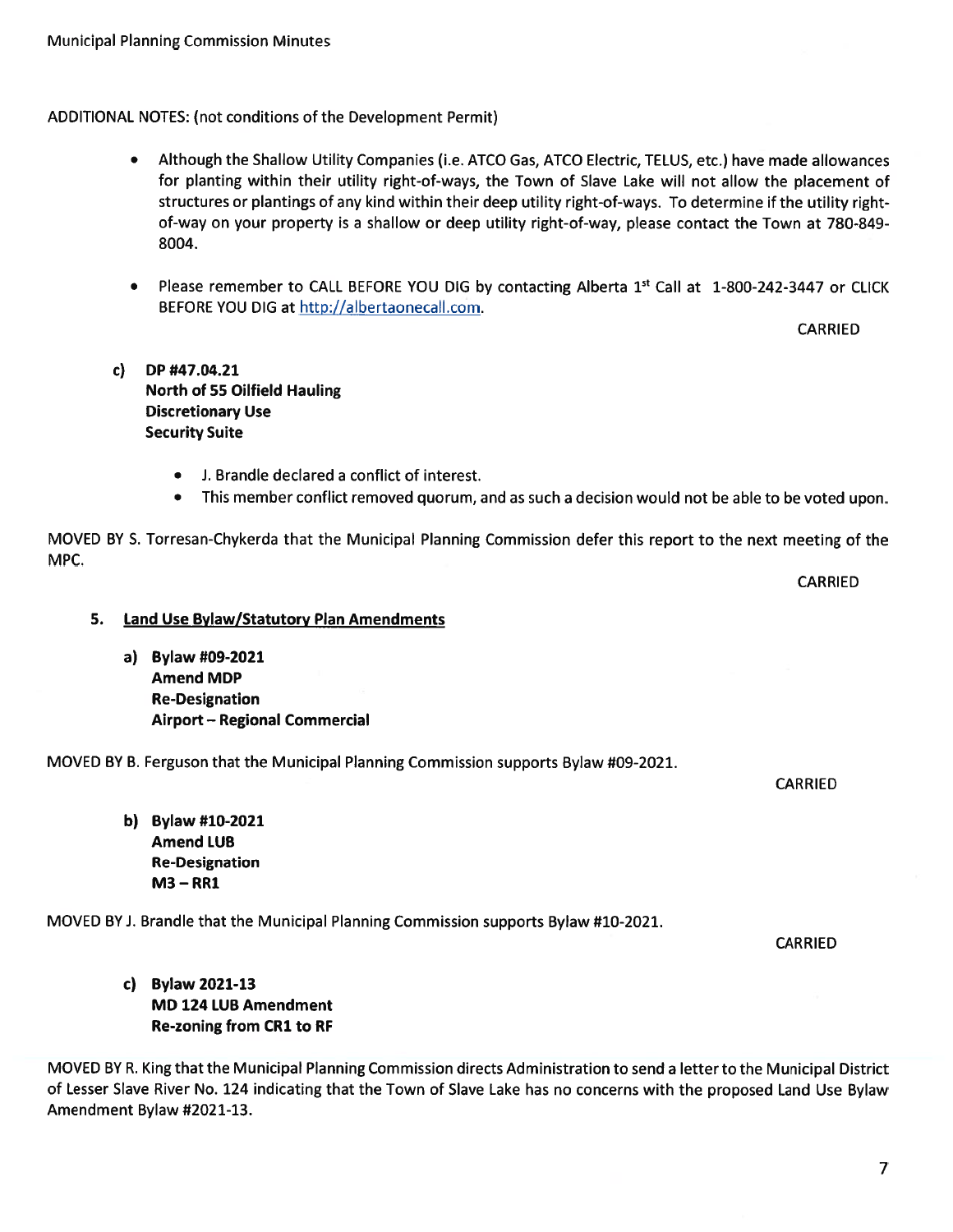ADDITIONAL NOTES: (not conditions of the Development Permit)

- Although the Shallow Utility Companies (i.e. ATCO Gas, ATCO Electric, TELUS, etc.) have made allowances for planting within their utility right-of-ways, the Town of Slave Lake will not allow the placement of structures or plantings of any kind within their deep utility right-of-ways. To determine if the utility right-of-way on your property is a shallow or deep utility right-of-way, please contact the Town at 780-849-8004.
- Please remember to CALL BEFORE YOU DIG by contacting Alberta 1st Call at 1-800-242-3447 or CLICK BEFORE YOU DIG at http://albertaonecall.com.

CARRIED

c) **DP #47.04.21**
**North of 55 Oilfield Hauling**
**Discretionary Use**
**Security Suite**

- J. Brandle declared a conflict of interest.
- This member conflict removed quorum, and as such a decision would not be able to be voted upon.

MOVED BY S. Torresan-Chykerda that the Municipal Planning Commission defer this report to the next meeting of the MPC.

CARRIED

5. **Land Use Bylaw/Statutory Plan Amendments**

a) **Bylaw #09-2021**
**Amend MDP**
**Re-Designation**
**Airport – Regional Commercial**

MOVED BY B. Ferguson that the Municipal Planning Commission supports Bylaw #09-2021.

CARRIED

b) **Bylaw #10-2021**
**Amend LUB**
**Re-Designation**
**M3 – RR1**

MOVED BY J. Brandle that the Municipal Planning Commission supports Bylaw #10-2021.

CARRIED

c) **Bylaw 2021-13**
**MD 124 LUB Amendment**
**Re-zoning from CR1 to RF**

MOVED BY R. King that the Municipal Planning Commission directs Administration to send a letter to the Municipal District of Lesser Slave River No. 124 indicating that the Town of Slave Lake has no concerns with the proposed Land Use Bylaw Amendment Bylaw #2021-13.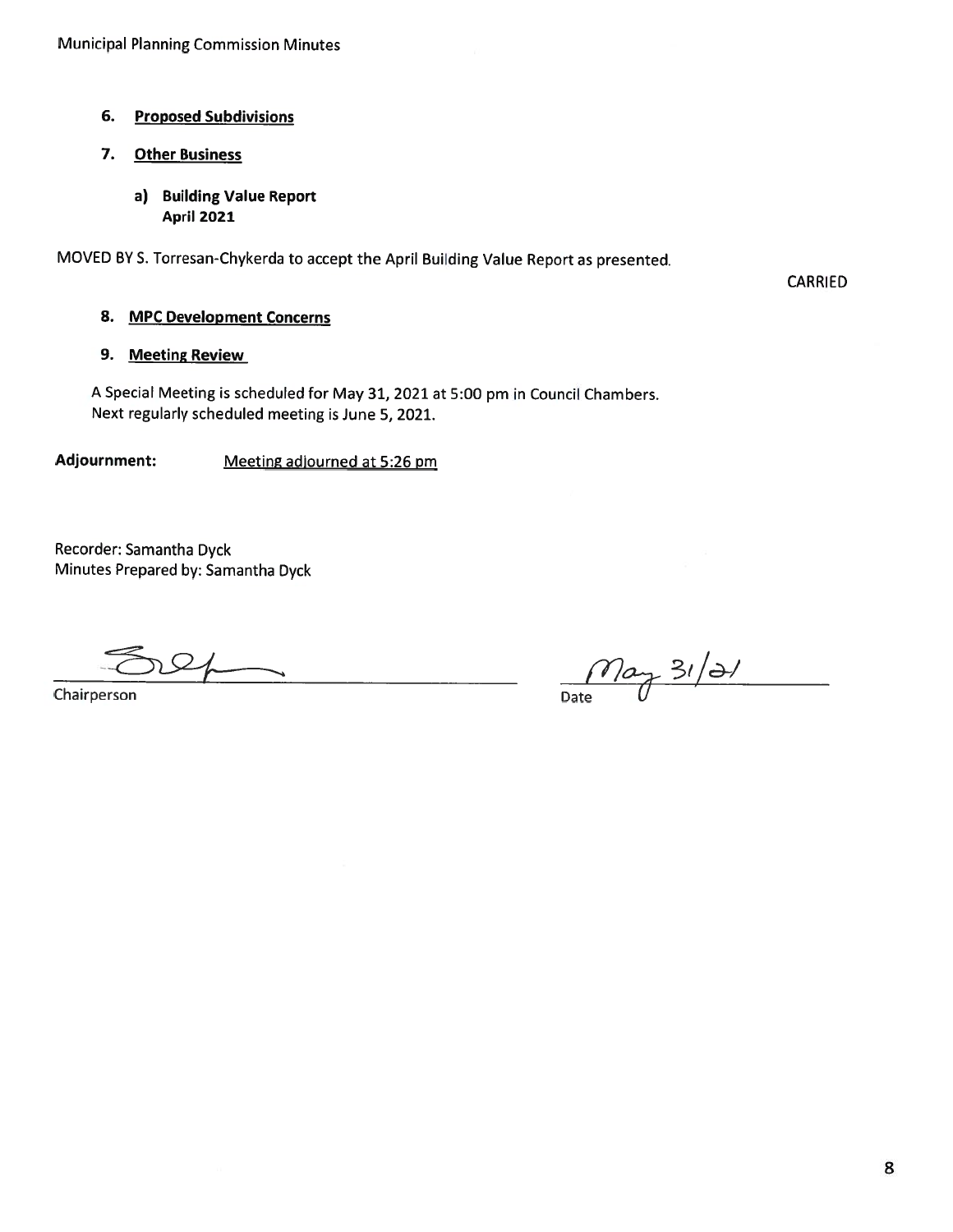## 6. Proposed Subdivisions

## 7. Other Business

### a) Building Value Report April 2021

MOVED BY S. Torresan-Chykerda to accept the April Building Value Report as presented.

CARRIED

## 8. MPC Development Concerns

## 9. Meeting Review

A Special Meeting is scheduled for May 31, 2021 at 5:00 pm in Council Chambers.
Next regularly scheduled meeting is June 5, 2021.

**Adjournment:** Meeting adjourned at 5:26 pm

Recorder: Samantha Dyck
Minutes Prepared by: Samantha Dyck

Chairperson

Date May 31/21